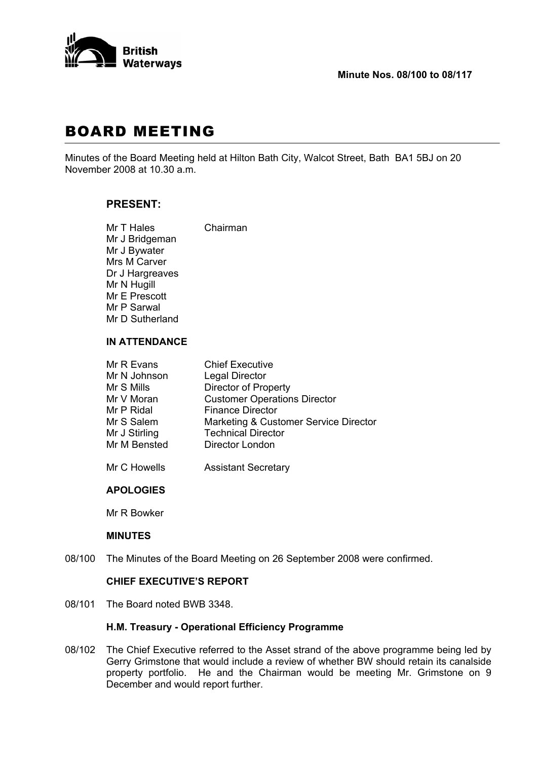British Waterways

**Minute Nos. 08/100 to 08/117**

# BOARD MEETING

Minutes of the Board Meeting held at Hilton Bath City, Walcot Street, Bath BA1 5BJ on 20 November 2008 at 10.30 a.m.

## PRESENT:

| | |
|---|---|
| Mr T Hales | Chairman |
| Mr J Bridgeman | |
| Mr J Bywater | |
| Mrs M Carver | |
| Dr J Hargreaves | |
| Mr N Hugill | |
| Mr E Prescott | |
| Mr P Sarwal | |
| Mr D Sutherland | |

### IN ATTENDANCE

| | |
|---|---|
| Mr R Evans | Chief Executive |
| Mr N Johnson | Legal Director |
| Mr S Mills | Director of Property |
| Mr V Moran | Customer Operations Director |
| Mr P Ridal | Finance Director |
| Mr S Salem | Marketing & Customer Service Director |
| Mr J Stirling | Technical Director |
| Mr M Bensted | Director London |
| Mr C Howells | Assistant Secretary |

### APOLOGIES

Mr R Bowker

### MINUTES

08/100 The Minutes of the Board Meeting on 26 September 2008 were confirmed.

### CHIEF EXECUTIVE'S REPORT

08/101 The Board noted BWB 3348.

### H.M. Treasury - Operational Efficiency Programme

08/102 The Chief Executive referred to the Asset strand of the above programme being led by Gerry Grimstone that would include a review of whether BW should retain its canalside property portfolio. He and the Chairman would be meeting Mr. Grimstone on 9 December and would report further.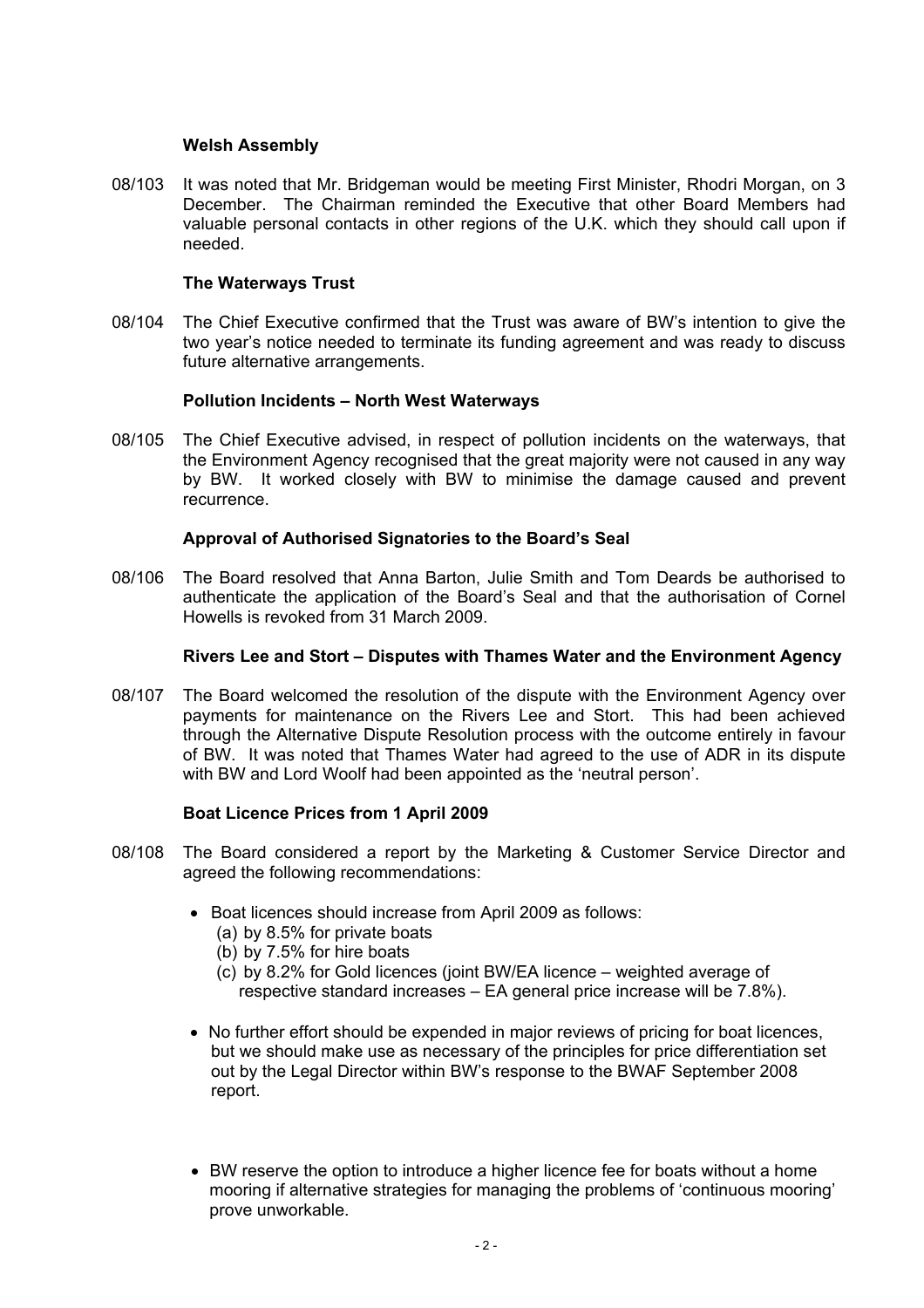**Welsh Assembly**

08/103 It was noted that Mr. Bridgeman would be meeting First Minister, Rhodri Morgan, on 3 December. The Chairman reminded the Executive that other Board Members had valuable personal contacts in other regions of the U.K. which they should call upon if needed.

**The Waterways Trust**

08/104 The Chief Executive confirmed that the Trust was aware of BW's intention to give the two year's notice needed to terminate its funding agreement and was ready to discuss future alternative arrangements.

**Pollution Incidents – North West Waterways**

08/105 The Chief Executive advised, in respect of pollution incidents on the waterways, that the Environment Agency recognised that the great majority were not caused in any way by BW. It worked closely with BW to minimise the damage caused and prevent recurrence.

**Approval of Authorised Signatories to the Board's Seal**

08/106 The Board resolved that Anna Barton, Julie Smith and Tom Deards be authorised to authenticate the application of the Board's Seal and that the authorisation of Cornel Howells is revoked from 31 March 2009.

**Rivers Lee and Stort – Disputes with Thames Water and the Environment Agency**

08/107 The Board welcomed the resolution of the dispute with the Environment Agency over payments for maintenance on the Rivers Lee and Stort. This had been achieved through the Alternative Dispute Resolution process with the outcome entirely in favour of BW. It was noted that Thames Water had agreed to the use of ADR in its dispute with BW and Lord Woolf had been appointed as the 'neutral person'.

**Boat Licence Prices from 1 April 2009**

08/108 The Board considered a report by the Marketing & Customer Service Director and agreed the following recommendations:

- Boat licences should increase from April 2009 as follows:
  (a) by 8.5% for private boats
  (b) by 7.5% for hire boats
  (c) by 8.2% for Gold licences (joint BW/EA licence – weighted average of respective standard increases – EA general price increase will be 7.8%).

- No further effort should be expended in major reviews of pricing for boat licences, but we should make use as necessary of the principles for price differentiation set out by the Legal Director within BW's response to the BWAF September 2008 report.

- BW reserve the option to introduce a higher licence fee for boats without a home mooring if alternative strategies for managing the problems of 'continuous mooring' prove unworkable.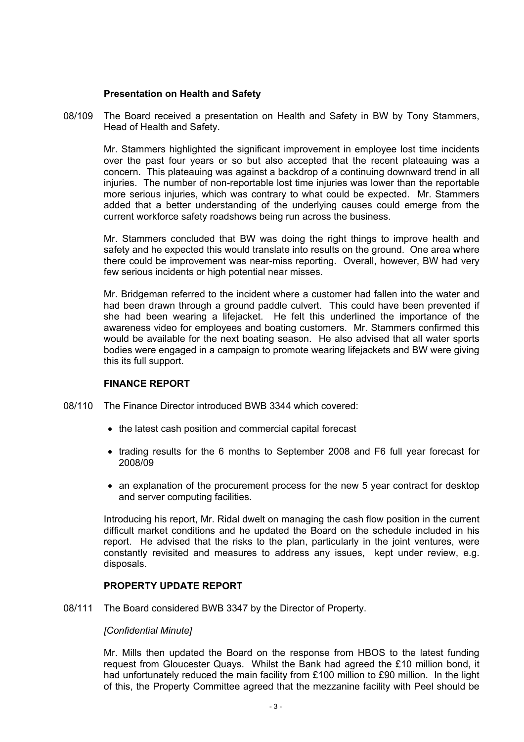### Presentation on Health and Safety

08/109 The Board received a presentation on Health and Safety in BW by Tony Stammers, Head of Health and Safety.

Mr. Stammers highlighted the significant improvement in employee lost time incidents over the past four years or so but also accepted that the recent plateauing was a concern. This plateauing was against a backdrop of a continuing downward trend in all injuries. The number of non-reportable lost time injuries was lower than the reportable more serious injuries, which was contrary to what could be expected. Mr. Stammers added that a better understanding of the underlying causes could emerge from the current workforce safety roadshows being run across the business.

Mr. Stammers concluded that BW was doing the right things to improve health and safety and he expected this would translate into results on the ground. One area where there could be improvement was near-miss reporting. Overall, however, BW had very few serious incidents or high potential near misses.

Mr. Bridgeman referred to the incident where a customer had fallen into the water and had been drawn through a ground paddle culvert. This could have been prevented if she had been wearing a lifejacket. He felt this underlined the importance of the awareness video for employees and boating customers. Mr. Stammers confirmed this would be available for the next boating season. He also advised that all water sports bodies were engaged in a campaign to promote wearing lifejackets and BW were giving this its full support.

### FINANCE REPORT

08/110 The Finance Director introduced BWB 3344 which covered:

- the latest cash position and commercial capital forecast
- trading results for the 6 months to September 2008 and F6 full year forecast for 2008/09
- an explanation of the procurement process for the new 5 year contract for desktop and server computing facilities.

Introducing his report, Mr. Ridal dwelt on managing the cash flow position in the current difficult market conditions and he updated the Board on the schedule included in his report. He advised that the risks to the plan, particularly in the joint ventures, were constantly revisited and measures to address any issues, kept under review, e.g. disposals.

### PROPERTY UPDATE REPORT

08/111 The Board considered BWB 3347 by the Director of Property.

*[Confidential Minute]*

Mr. Mills then updated the Board on the response from HBOS to the latest funding request from Gloucester Quays. Whilst the Bank had agreed the £10 million bond, it had unfortunately reduced the main facility from £100 million to £90 million. In the light of this, the Property Committee agreed that the mezzanine facility with Peel should be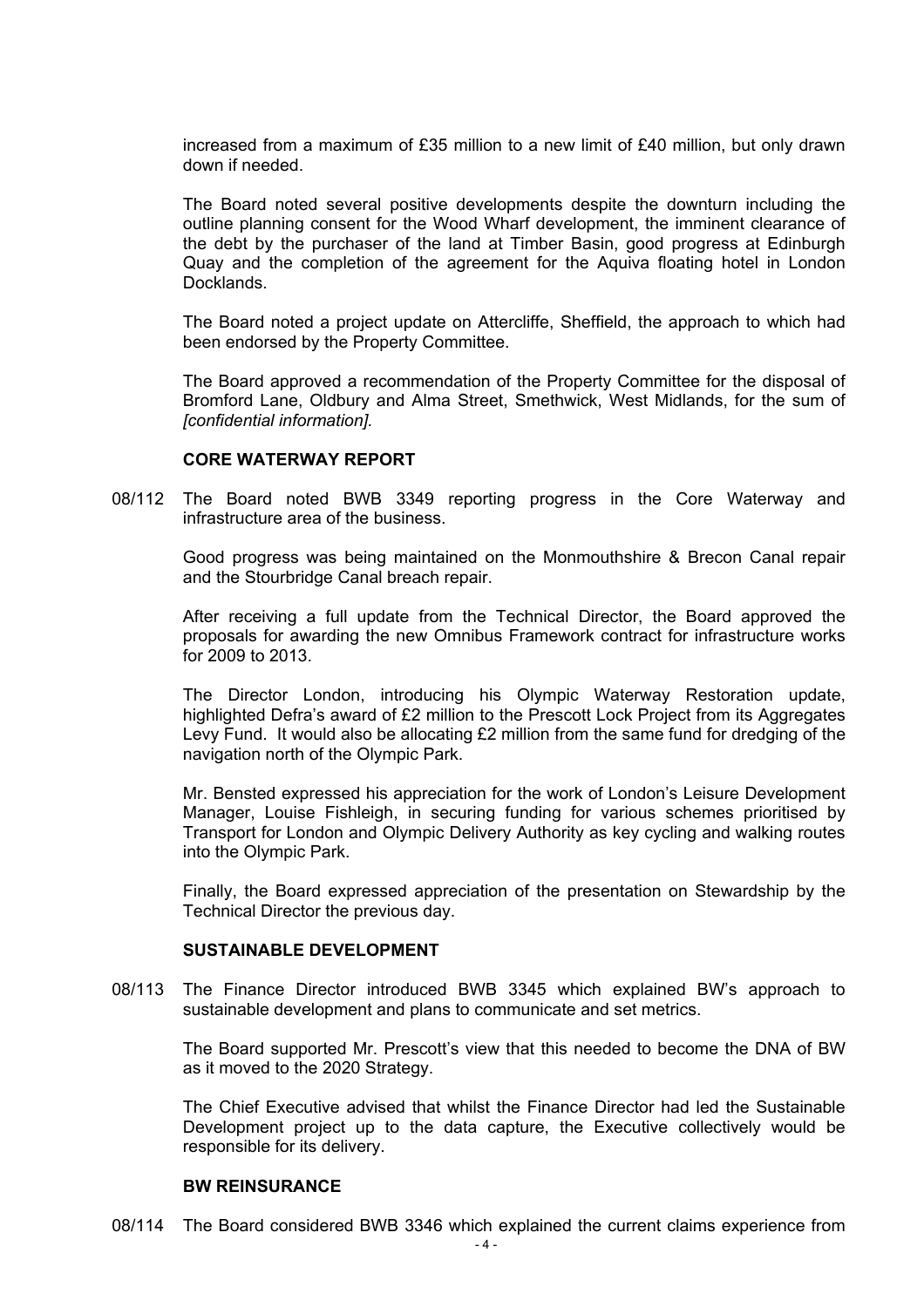increased from a maximum of £35 million to a new limit of £40 million, but only drawn down if needed.

The Board noted several positive developments despite the downturn including the outline planning consent for the Wood Wharf development, the imminent clearance of the debt by the purchaser of the land at Timber Basin, good progress at Edinburgh Quay and the completion of the agreement for the Aquiva floating hotel in London Docklands.

The Board noted a project update on Attercliffe, Sheffield, the approach to which had been endorsed by the Property Committee.

The Board approved a recommendation of the Property Committee for the disposal of Bromford Lane, Oldbury and Alma Street, Smethwick, West Midlands, for the sum of *[confidential information].*

**CORE WATERWAY REPORT**

08/112 The Board noted BWB 3349 reporting progress in the Core Waterway and infrastructure area of the business.

Good progress was being maintained on the Monmouthshire & Brecon Canal repair and the Stourbridge Canal breach repair.

After receiving a full update from the Technical Director, the Board approved the proposals for awarding the new Omnibus Framework contract for infrastructure works for 2009 to 2013.

The Director London, introducing his Olympic Waterway Restoration update, highlighted Defra's award of £2 million to the Prescott Lock Project from its Aggregates Levy Fund. It would also be allocating £2 million from the same fund for dredging of the navigation north of the Olympic Park.

Mr. Bensted expressed his appreciation for the work of London's Leisure Development Manager, Louise Fishleigh, in securing funding for various schemes prioritised by Transport for London and Olympic Delivery Authority as key cycling and walking routes into the Olympic Park.

Finally, the Board expressed appreciation of the presentation on Stewardship by the Technical Director the previous day.

**SUSTAINABLE DEVELOPMENT**

08/113 The Finance Director introduced BWB 3345 which explained BW's approach to sustainable development and plans to communicate and set metrics.

The Board supported Mr. Prescott's view that this needed to become the DNA of BW as it moved to the 2020 Strategy.

The Chief Executive advised that whilst the Finance Director had led the Sustainable Development project up to the data capture, the Executive collectively would be responsible for its delivery.

**BW REINSURANCE**

08/114 The Board considered BWB 3346 which explained the current claims experience from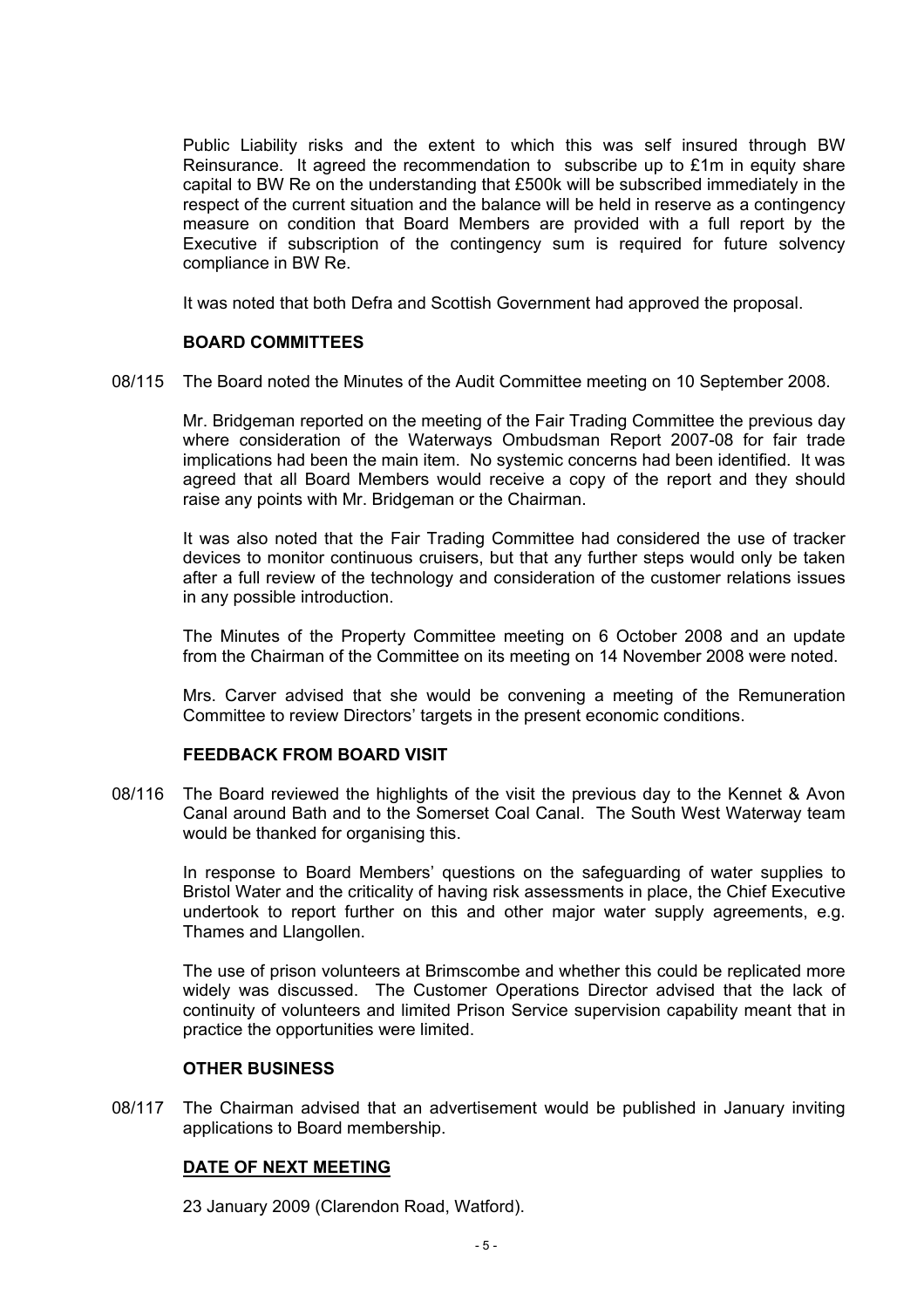Public Liability risks and the extent to which this was self insured through BW Reinsurance. It agreed the recommendation to subscribe up to £1m in equity share capital to BW Re on the understanding that £500k will be subscribed immediately in the respect of the current situation and the balance will be held in reserve as a contingency measure on condition that Board Members are provided with a full report by the Executive if subscription of the contingency sum is required for future solvency compliance in BW Re.

It was noted that both Defra and Scottish Government had approved the proposal.

**BOARD COMMITTEES**

08/115 The Board noted the Minutes of the Audit Committee meeting on 10 September 2008.

Mr. Bridgeman reported on the meeting of the Fair Trading Committee the previous day where consideration of the Waterways Ombudsman Report 2007-08 for fair trade implications had been the main item. No systemic concerns had been identified. It was agreed that all Board Members would receive a copy of the report and they should raise any points with Mr. Bridgeman or the Chairman.

It was also noted that the Fair Trading Committee had considered the use of tracker devices to monitor continuous cruisers, but that any further steps would only be taken after a full review of the technology and consideration of the customer relations issues in any possible introduction.

The Minutes of the Property Committee meeting on 6 October 2008 and an update from the Chairman of the Committee on its meeting on 14 November 2008 were noted.

Mrs. Carver advised that she would be convening a meeting of the Remuneration Committee to review Directors' targets in the present economic conditions.

**FEEDBACK FROM BOARD VISIT**

08/116 The Board reviewed the highlights of the visit the previous day to the Kennet & Avon Canal around Bath and to the Somerset Coal Canal. The South West Waterway team would be thanked for organising this.

In response to Board Members' questions on the safeguarding of water supplies to Bristol Water and the criticality of having risk assessments in place, the Chief Executive undertook to report further on this and other major water supply agreements, e.g. Thames and Llangollen.

The use of prison volunteers at Brimscombe and whether this could be replicated more widely was discussed. The Customer Operations Director advised that the lack of continuity of volunteers and limited Prison Service supervision capability meant that in practice the opportunities were limited.

**OTHER BUSINESS**

08/117 The Chairman advised that an advertisement would be published in January inviting applications to Board membership.

**DATE OF NEXT MEETING**

23 January 2009 (Clarendon Road, Watford).